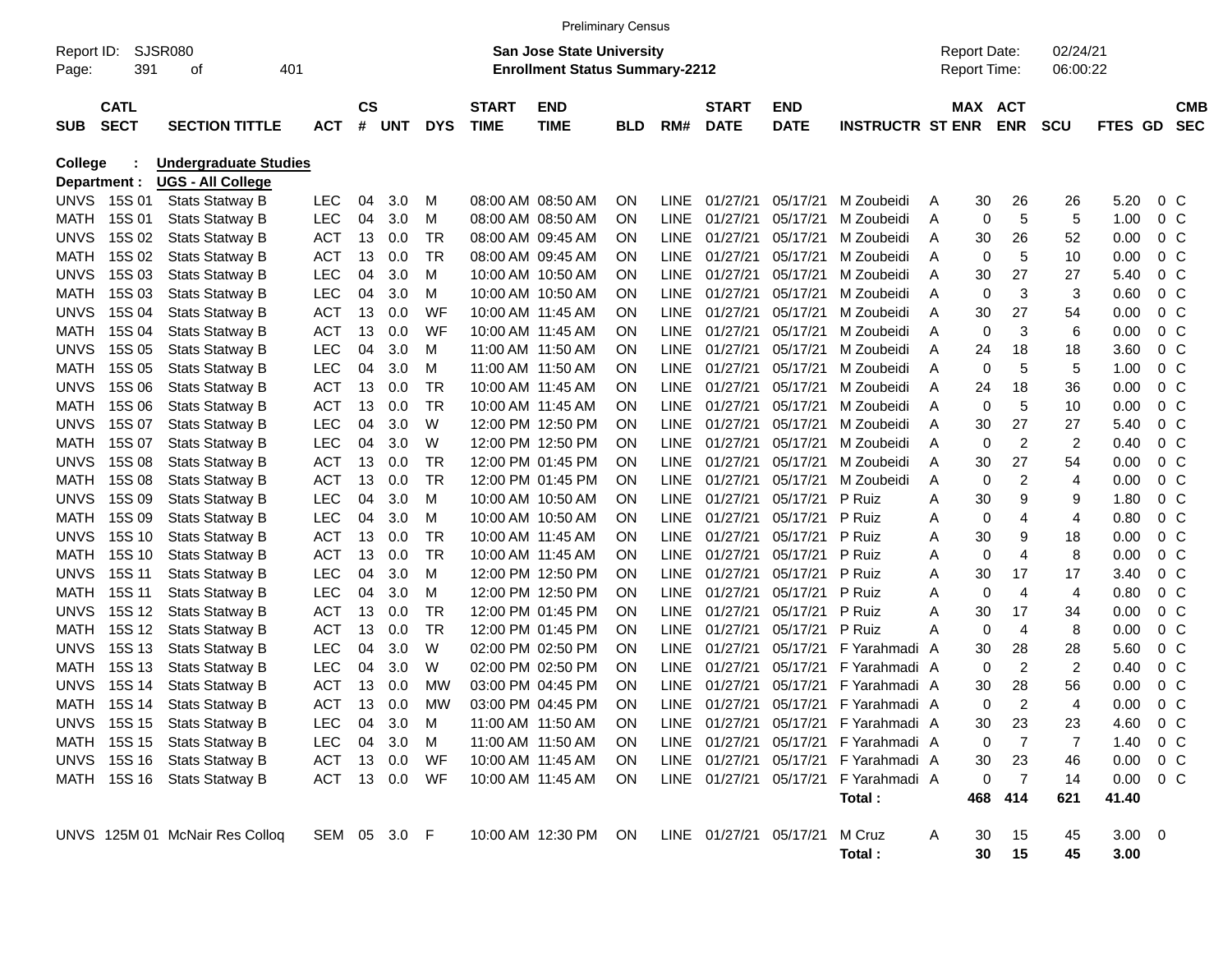Preliminary Census

Report ID: SJSR080
Page: 391 of 401

**San Jose State University**
**Enrollment Status Summary-2212**

Report Date: 02/24/21
Report Time: 06:00:22

| SUB | CATL SECT | SECTION TITTLE | ACT | CS # | UNT | DYS | START TIME | END TIME | BLD | RM# | START DATE | END DATE | INSTRUCTR | ST | MAX ENR | ACT ENR | SCU | FTES | GD | CMB SEC |
|---|---|---|---|---|---|---|---|---|---|---|---|---|---|---|---|---|---|---|---|---|
| **College :** | | **Undergraduate Studies** | | | | | | | | | | | | | | | | | | |
| **Department :** | | **UGS - All College** | | | | | | | | | | | | | | | | | | |
| UNVS | 15S 01 | Stats Statway B | LEC | 04 | 3.0 | M | 08:00 AM | 08:50 AM | ON | LINE | 01/27/21 | 05/17/21 | M Zoubeidi | A | 30 | 26 | 26 | 5.20 | 0 | C |
| MATH | 15S 01 | Stats Statway B | LEC | 04 | 3.0 | M | 08:00 AM | 08:50 AM | ON | LINE | 01/27/21 | 05/17/21 | M Zoubeidi | A | 0 | 5 | 5 | 1.00 | 0 | C |
| UNVS | 15S 02 | Stats Statway B | ACT | 13 | 0.0 | TR | 08:00 AM | 09:45 AM | ON | LINE | 01/27/21 | 05/17/21 | M Zoubeidi | A | 30 | 26 | 52 | 0.00 | 0 | C |
| MATH | 15S 02 | Stats Statway B | ACT | 13 | 0.0 | TR | 08:00 AM | 09:45 AM | ON | LINE | 01/27/21 | 05/17/21 | M Zoubeidi | A | 0 | 5 | 10 | 0.00 | 0 | C |
| UNVS | 15S 03 | Stats Statway B | LEC | 04 | 3.0 | M | 10:00 AM | 10:50 AM | ON | LINE | 01/27/21 | 05/17/21 | M Zoubeidi | A | 30 | 27 | 27 | 5.40 | 0 | C |
| MATH | 15S 03 | Stats Statway B | LEC | 04 | 3.0 | M | 10:00 AM | 10:50 AM | ON | LINE | 01/27/21 | 05/17/21 | M Zoubeidi | A | 0 | 3 | 3 | 0.60 | 0 | C |
| UNVS | 15S 04 | Stats Statway B | ACT | 13 | 0.0 | WF | 10:00 AM | 11:45 AM | ON | LINE | 01/27/21 | 05/17/21 | M Zoubeidi | A | 30 | 27 | 54 | 0.00 | 0 | C |
| MATH | 15S 04 | Stats Statway B | ACT | 13 | 0.0 | WF | 10:00 AM | 11:45 AM | ON | LINE | 01/27/21 | 05/17/21 | M Zoubeidi | A | 0 | 3 | 6 | 0.00 | 0 | C |
| UNVS | 15S 05 | Stats Statway B | LEC | 04 | 3.0 | M | 11:00 AM | 11:50 AM | ON | LINE | 01/27/21 | 05/17/21 | M Zoubeidi | A | 24 | 18 | 18 | 3.60 | 0 | C |
| MATH | 15S 05 | Stats Statway B | LEC | 04 | 3.0 | M | 11:00 AM | 11:50 AM | ON | LINE | 01/27/21 | 05/17/21 | M Zoubeidi | A | 0 | 5 | 5 | 1.00 | 0 | C |
| UNVS | 15S 06 | Stats Statway B | ACT | 13 | 0.0 | TR | 10:00 AM | 11:45 AM | ON | LINE | 01/27/21 | 05/17/21 | M Zoubeidi | A | 24 | 18 | 36 | 0.00 | 0 | C |
| MATH | 15S 06 | Stats Statway B | ACT | 13 | 0.0 | TR | 10:00 AM | 11:45 AM | ON | LINE | 01/27/21 | 05/17/21 | M Zoubeidi | A | 0 | 5 | 10 | 0.00 | 0 | C |
| UNVS | 15S 07 | Stats Statway B | LEC | 04 | 3.0 | W | 12:00 PM | 12:50 PM | ON | LINE | 01/27/21 | 05/17/21 | M Zoubeidi | A | 30 | 27 | 27 | 5.40 | 0 | C |
| MATH | 15S 07 | Stats Statway B | LEC | 04 | 3.0 | W | 12:00 PM | 12:50 PM | ON | LINE | 01/27/21 | 05/17/21 | M Zoubeidi | A | 0 | 2 | 2 | 0.40 | 0 | C |
| UNVS | 15S 08 | Stats Statway B | ACT | 13 | 0.0 | TR | 12:00 PM | 01:45 PM | ON | LINE | 01/27/21 | 05/17/21 | M Zoubeidi | A | 30 | 27 | 54 | 0.00 | 0 | C |
| MATH | 15S 08 | Stats Statway B | ACT | 13 | 0.0 | TR | 12:00 PM | 01:45 PM | ON | LINE | 01/27/21 | 05/17/21 | M Zoubeidi | A | 0 | 2 | 4 | 0.00 | 0 | C |
| UNVS | 15S 09 | Stats Statway B | LEC | 04 | 3.0 | M | 10:00 AM | 10:50 AM | ON | LINE | 01/27/21 | 05/17/21 | P Ruiz | A | 30 | 9 | 9 | 1.80 | 0 | C |
| MATH | 15S 09 | Stats Statway B | LEC | 04 | 3.0 | M | 10:00 AM | 10:50 AM | ON | LINE | 01/27/21 | 05/17/21 | P Ruiz | A | 0 | 4 | 4 | 0.80 | 0 | C |
| UNVS | 15S 10 | Stats Statway B | ACT | 13 | 0.0 | TR | 10:00 AM | 11:45 AM | ON | LINE | 01/27/21 | 05/17/21 | P Ruiz | A | 30 | 9 | 18 | 0.00 | 0 | C |
| MATH | 15S 10 | Stats Statway B | ACT | 13 | 0.0 | TR | 10:00 AM | 11:45 AM | ON | LINE | 01/27/21 | 05/17/21 | P Ruiz | A | 0 | 4 | 8 | 0.00 | 0 | C |
| UNVS | 15S 11 | Stats Statway B | LEC | 04 | 3.0 | M | 12:00 PM | 12:50 PM | ON | LINE | 01/27/21 | 05/17/21 | P Ruiz | A | 30 | 17 | 17 | 3.40 | 0 | C |
| MATH | 15S 11 | Stats Statway B | LEC | 04 | 3.0 | M | 12:00 PM | 12:50 PM | ON | LINE | 01/27/21 | 05/17/21 | P Ruiz | A | 0 | 4 | 4 | 0.80 | 0 | C |
| UNVS | 15S 12 | Stats Statway B | ACT | 13 | 0.0 | TR | 12:00 PM | 01:45 PM | ON | LINE | 01/27/21 | 05/17/21 | P Ruiz | A | 30 | 17 | 34 | 0.00 | 0 | C |
| MATH | 15S 12 | Stats Statway B | ACT | 13 | 0.0 | TR | 12:00 PM | 01:45 PM | ON | LINE | 01/27/21 | 05/17/21 | P Ruiz | A | 0 | 4 | 8 | 0.00 | 0 | C |
| UNVS | 15S 13 | Stats Statway B | LEC | 04 | 3.0 | W | 02:00 PM | 02:50 PM | ON | LINE | 01/27/21 | 05/17/21 | F Yarahmadi | A | 30 | 28 | 28 | 5.60 | 0 | C |
| MATH | 15S 13 | Stats Statway B | LEC | 04 | 3.0 | W | 02:00 PM | 02:50 PM | ON | LINE | 01/27/21 | 05/17/21 | F Yarahmadi | A | 0 | 2 | 2 | 0.40 | 0 | C |
| UNVS | 15S 14 | Stats Statway B | ACT | 13 | 0.0 | MW | 03:00 PM | 04:45 PM | ON | LINE | 01/27/21 | 05/17/21 | F Yarahmadi | A | 30 | 28 | 56 | 0.00 | 0 | C |
| MATH | 15S 14 | Stats Statway B | ACT | 13 | 0.0 | MW | 03:00 PM | 04:45 PM | ON | LINE | 01/27/21 | 05/17/21 | F Yarahmadi | A | 0 | 2 | 4 | 0.00 | 0 | C |
| UNVS | 15S 15 | Stats Statway B | LEC | 04 | 3.0 | M | 11:00 AM | 11:50 AM | ON | LINE | 01/27/21 | 05/17/21 | F Yarahmadi | A | 30 | 23 | 23 | 4.60 | 0 | C |
| MATH | 15S 15 | Stats Statway B | LEC | 04 | 3.0 | M | 11:00 AM | 11:50 AM | ON | LINE | 01/27/21 | 05/17/21 | F Yarahmadi | A | 0 | 7 | 7 | 1.40 | 0 | C |
| UNVS | 15S 16 | Stats Statway B | ACT | 13 | 0.0 | WF | 10:00 AM | 11:45 AM | ON | LINE | 01/27/21 | 05/17/21 | F Yarahmadi | A | 30 | 23 | 46 | 0.00 | 0 | C |
| MATH | 15S 16 | Stats Statway B | ACT | 13 | 0.0 | WF | 10:00 AM | 11:45 AM | ON | LINE | 01/27/21 | 05/17/21 | F Yarahmadi | A | 0 | 7 | 14 | 0.00 | 0 | C |
| | | | | | | | | | | | | | **Total :** | | **468** | **414** | **621** | **41.40** | | |
| UNVS | 125M 01 | McNair Res Colloq | SEM | 05 | 3.0 | F | 10:00 AM | 12:30 PM | ON | LINE | 01/27/21 | 05/17/21 | M Cruz | A | 30 | 15 | 45 | 3.00 | 0 | |
| | | | | | | | | | | | | | **Total :** | | **30** | **15** | **45** | **3.00** | | |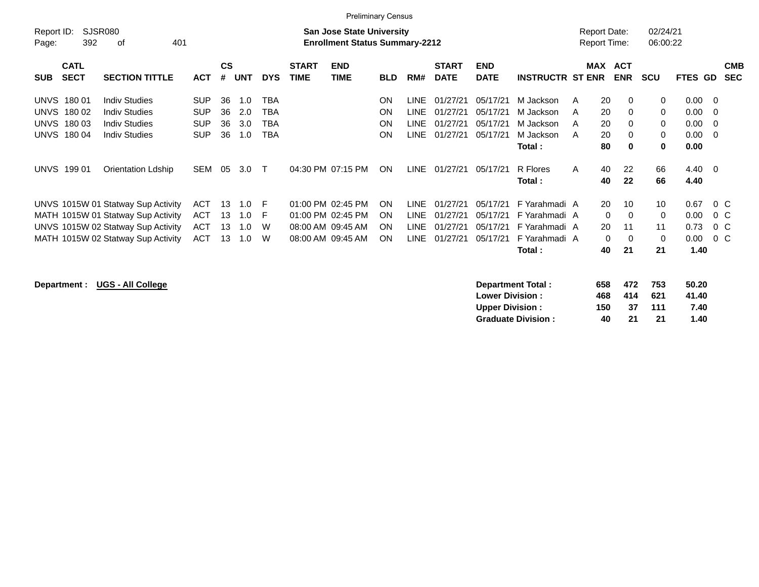Preliminary Census

Report ID: SJSR080

**San Jose State University**
**Enrollment Status Summary-2212**

Report Date: 02/24/21
Report Time: 06:00:22

| SUB | CATL SECT | SECTION TITTLE | ACT | CS # | UNT | DYS | START TIME | END TIME | BLD | RM# | START DATE | END DATE | INSTRUCTR | ST | MAX ENR | ACT ENR | SCU | FTES | GD | CMB SEC |
|---|---|---|---|---|---|---|---|---|---|---|---|---|---|---|---|---|---|---|---|---|
| UNVS | 180 01 | Indiv Studies | SUP | 36 | 1.0 | TBA | | | ON | LINE | 01/27/21 | 05/17/21 | M Jackson | A | 20 | 0 | 0 | 0.00 | 0 | |
| UNVS | 180 02 | Indiv Studies | SUP | 36 | 2.0 | TBA | | | ON | LINE | 01/27/21 | 05/17/21 | M Jackson | A | 20 | 0 | 0 | 0.00 | 0 | |
| UNVS | 180 03 | Indiv Studies | SUP | 36 | 3.0 | TBA | | | ON | LINE | 01/27/21 | 05/17/21 | M Jackson | A | 20 | 0 | 0 | 0.00 | 0 | |
| UNVS | 180 04 | Indiv Studies | SUP | 36 | 1.0 | TBA | | | ON | LINE | 01/27/21 | 05/17/21 | M Jackson | A | 20 | 0 | 0 | 0.00 | 0 | |
| | | | | | | | | | | | | | **Total :** | | **80** | **0** | **0** | **0.00** | | |
| UNVS | 199 01 | Orientation Ldship | SEM | 05 | 3.0 | T | 04:30 PM | 07:15 PM | ON | LINE | 01/27/21 | 05/17/21 | R Flores | A | 40 | 22 | 66 | 4.40 | 0 | |
| | | | | | | | | | | | | | **Total :** | | **40** | **22** | **66** | **4.40** | | |
| UNVS | 1015W 01 | Statway Sup Activity | ACT | 13 | 1.0 | F | 01:00 PM | 02:45 PM | ON | LINE | 01/27/21 | 05/17/21 | F Yarahmadi | A | 20 | 10 | 10 | 0.67 | 0 | C |
| MATH | 1015W 01 | Statway Sup Activity | ACT | 13 | 1.0 | F | 01:00 PM | 02:45 PM | ON | LINE | 01/27/21 | 05/17/21 | F Yarahmadi | A | 0 | 0 | 0 | 0.00 | 0 | C |
| UNVS | 1015W 02 | Statway Sup Activity | ACT | 13 | 1.0 | W | 08:00 AM | 09:45 AM | ON | LINE | 01/27/21 | 05/17/21 | F Yarahmadi | A | 20 | 11 | 11 | 0.73 | 0 | C |
| MATH | 1015W 02 | Statway Sup Activity | ACT | 13 | 1.0 | W | 08:00 AM | 09:45 AM | ON | LINE | 01/27/21 | 05/17/21 | F Yarahmadi | A | 0 | 0 | 0 | 0.00 | 0 | C |
| | | | | | | | | | | | | | **Total :** | | **40** | **21** | **21** | **1.40** | | |

**Department :** **UGS - All College**

| | MAX ENR | ACT ENR | SCU | FTES |
|---|---|---|---|---|
| **Department Total :** | **658** | **472** | **753** | **50.20** |
| **Lower Division :** | **468** | **414** | **621** | **41.40** |
| **Upper Division :** | **150** | **37** | **111** | **7.40** |
| **Graduate Division :** | **40** | **21** | **21** | **1.40** |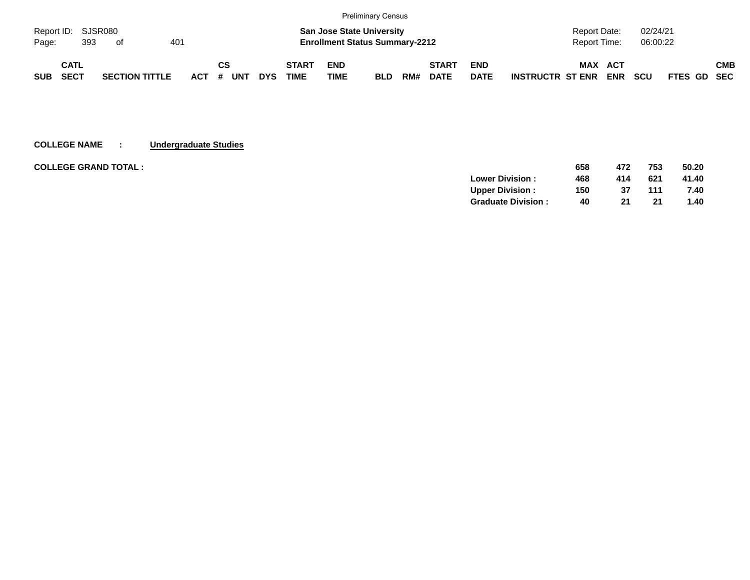Preliminary Census

Report ID: SJSR080

**San Jose State University**
**Enrollment Status Summary-2212**

Report Date: 02/24/21
Report Time: 06:00:22

| SUB | CATL SECT | SECTION TITTLE | ACT | CS # | UNT | DYS | START TIME | END TIME | BLD | RM# | START DATE | END DATE | INSTRUCTR | MAX ST ENR | ACT ENR | SCU | FTES | GD | CMB SEC |
|---|---|---|---|---|---|---|---|---|---|---|---|---|---|---|---|---|---|---|---|

**COLLEGE NAME : Undergraduate Studies**

| | MAX ST ENR | ACT ENR | SCU | FTES |
|---|---|---|---|---|
| **COLLEGE GRAND TOTAL :** | **658** | **472** | **753** | **50.20** |
| **Lower Division :** | **468** | **414** | **621** | **41.40** |
| **Upper Division :** | **150** | **37** | **111** | **7.40** |
| **Graduate Division :** | **40** | **21** | **21** | **1.40** |